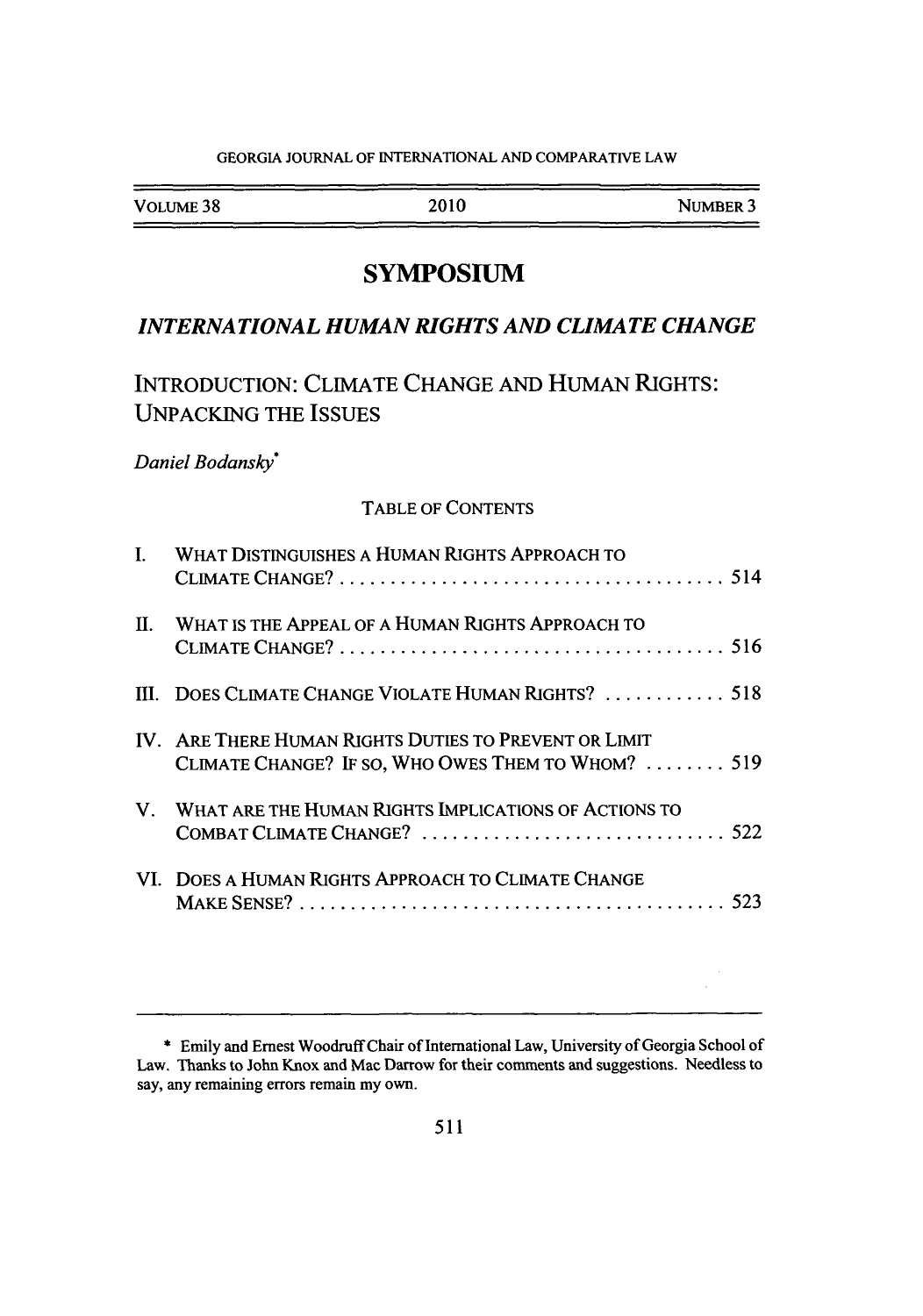# SYMPOSIUM

## *INTERNATIONAL HUMAN RIGHTS AND CLIMATE CHANGE*

## INTRODUCTION: CLIMATE CHANGE AND HUMAN RIGHTS: UNPACKING THE ISSUES

*Daniel Bodansky*[*]

TABLE OF CONTENTS

I. WHAT DISTINGUISHES A HUMAN RIGHTS APPROACH TO CLIMATE CHANGE? . . . . . . . . . . . . . . . . . . . . . . . . . . . . . . . . . . . . . 514

II. WHAT IS THE APPEAL OF A HUMAN RIGHTS APPROACH TO CLIMATE CHANGE? . . . . . . . . . . . . . . . . . . . . . . . . . . . . . . . . . . . . . 516

III. DOES CLIMATE CHANGE VIOLATE HUMAN RIGHTS? . . . . . . . . . . . . 518

IV. ARE THERE HUMAN RIGHTS DUTIES TO PREVENT OR LIMIT CLIMATE CHANGE? IF SO, WHO OWES THEM TO WHOM? . . . . . . . . 519

V. WHAT ARE THE HUMAN RIGHTS IMPLICATIONS OF ACTIONS TO COMBAT CLIMATE CHANGE? . . . . . . . . . . . . . . . . . . . . . . . . . . . . . . 522

VI. DOES A HUMAN RIGHTS APPROACH TO CLIMATE CHANGE MAKE SENSE? . . . . . . . . . . . . . . . . . . . . . . . . . . . . . . . . . . . . . . . . . . 523

---

[*] Emily and Ernest Woodruff Chair of International Law, University of Georgia School of Law. Thanks to John Knox and Mac Darrow for their comments and suggestions. Needless to say, any remaining errors remain my own.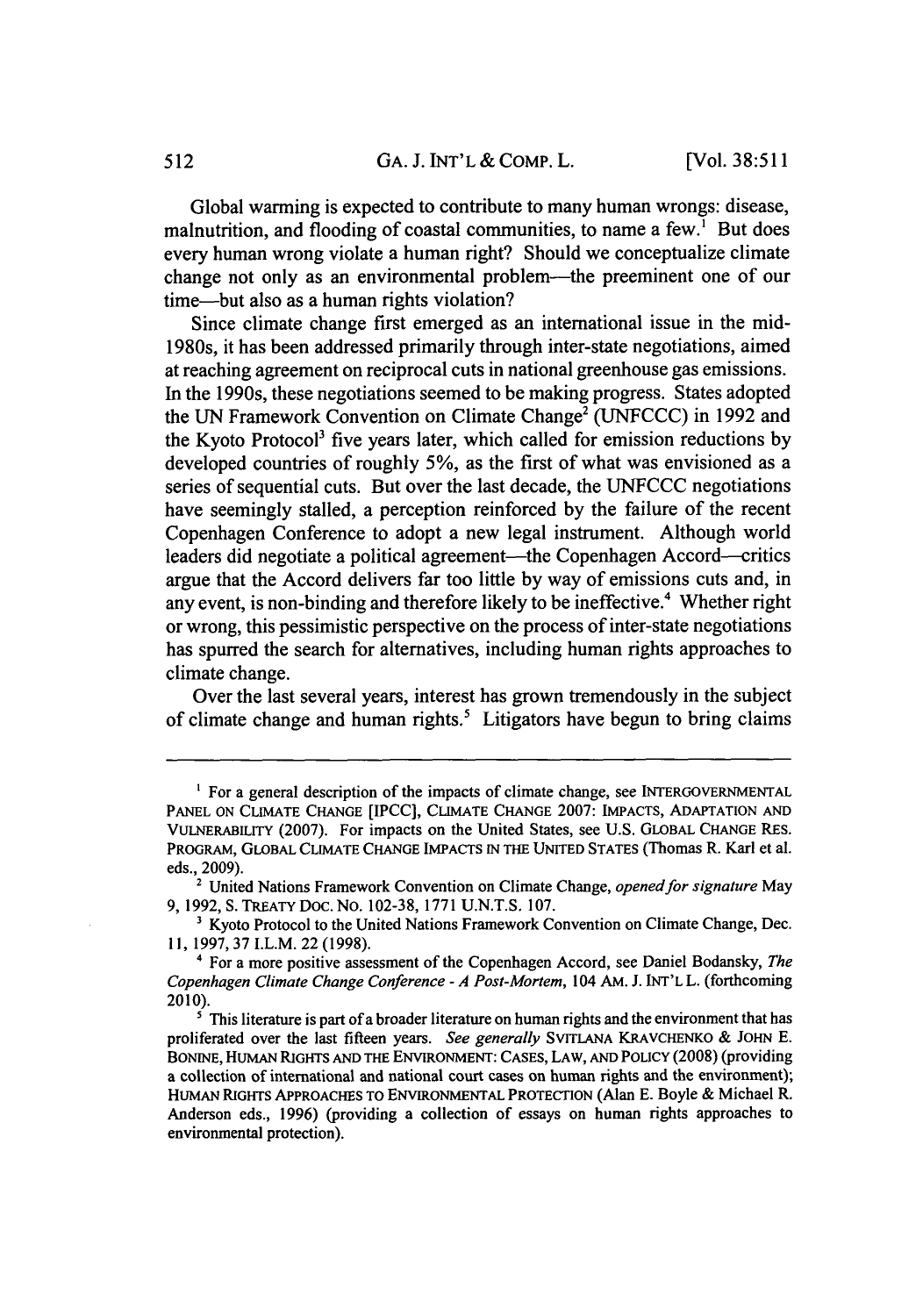Global warming is expected to contribute to many human wrongs: disease, malnutrition, and flooding of coastal communities, to name a few.[1] But does every human wrong violate a human right? Should we conceptualize climate change not only as an environmental problem—the preeminent one of our time—but also as a human rights violation?

Since climate change first emerged as an international issue in the mid-1980s, it has been addressed primarily through inter-state negotiations, aimed at reaching agreement on reciprocal cuts in national greenhouse gas emissions. In the 1990s, these negotiations seemed to be making progress. States adopted the UN Framework Convention on Climate Change[2] (UNFCCC) in 1992 and the Kyoto Protocol[3] five years later, which called for emission reductions by developed countries of roughly 5%, as the first of what was envisioned as a series of sequential cuts. But over the last decade, the UNFCCC negotiations have seemingly stalled, a perception reinforced by the failure of the recent Copenhagen Conference to adopt a new legal instrument. Although world leaders did negotiate a political agreement—the Copenhagen Accord—critics argue that the Accord delivers far too little by way of emissions cuts and, in any event, is non-binding and therefore likely to be ineffective.[4] Whether right or wrong, this pessimistic perspective on the process of inter-state negotiations has spurred the search for alternatives, including human rights approaches to climate change.

Over the last several years, interest has grown tremendously in the subject of climate change and human rights.[5] Litigators have begun to bring claims

---

[1] For a general description of the impacts of climate change, see INTERGOVERNMENTAL PANEL ON CLIMATE CHANGE [IPCC], CLIMATE CHANGE 2007: IMPACTS, ADAPTATION AND VULNERABILITY (2007). For impacts on the United States, see U.S. GLOBAL CHANGE RES. PROGRAM, GLOBAL CLIMATE CHANGE IMPACTS IN THE UNITED STATES (Thomas R. Karl et al. eds., 2009).

[2] United Nations Framework Convention on Climate Change, *opened for signature* May 9, 1992, S. TREATY DOC. NO. 102-38, 1771 U.N.T.S. 107.

[3] Kyoto Protocol to the United Nations Framework Convention on Climate Change, Dec. 11, 1997, 37 I.L.M. 22 (1998).

[4] For a more positive assessment of the Copenhagen Accord, see Daniel Bodansky, *The Copenhagen Climate Change Conference - A Post-Mortem*, 104 AM. J. INT'L L. (forthcoming 2010).

[5] This literature is part of a broader literature on human rights and the environment that has proliferated over the last fifteen years. *See generally* SVITLANA KRAVCHENKO & JOHN E. BONINE, HUMAN RIGHTS AND THE ENVIRONMENT: CASES, LAW, AND POLICY (2008) (providing a collection of international and national court cases on human rights and the environment); HUMAN RIGHTS APPROACHES TO ENVIRONMENTAL PROTECTION (Alan E. Boyle & Michael R. Anderson eds., 1996) (providing a collection of essays on human rights approaches to environmental protection).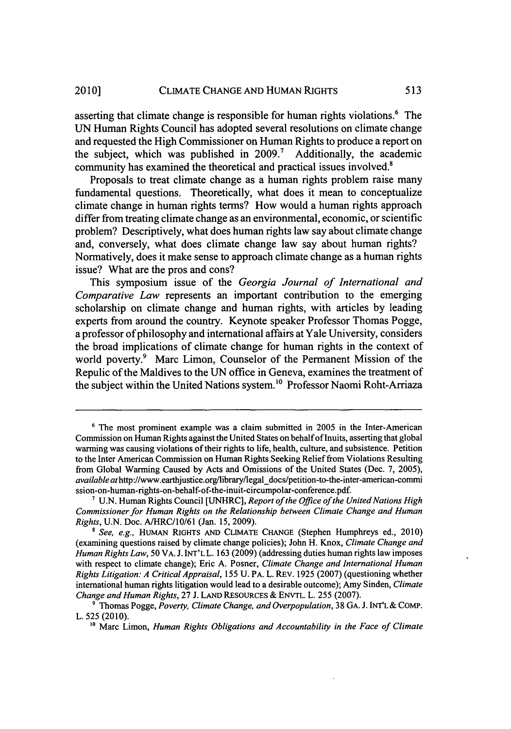asserting that climate change is responsible for human rights violations.[6] The UN Human Rights Council has adopted several resolutions on climate change and requested the High Commissioner on Human Rights to produce a report on the subject, which was published in 2009.[7] Additionally, the academic community has examined the theoretical and practical issues involved.[8]

Proposals to treat climate change as a human rights problem raise many fundamental questions. Theoretically, what does it mean to conceptualize climate change in human rights terms? How would a human rights approach differ from treating climate change as an environmental, economic, or scientific problem? Descriptively, what does human rights law say about climate change and, conversely, what does climate change law say about human rights? Normatively, does it make sense to approach climate change as a human rights issue? What are the pros and cons?

This symposium issue of the *Georgia Journal of International and Comparative Law* represents an important contribution to the emerging scholarship on climate change and human rights, with articles by leading experts from around the country. Keynote speaker Professor Thomas Pogge, a professor of philosophy and international affairs at Yale University, considers the broad implications of climate change for human rights in the context of world poverty.[9] Marc Limon, Counselor of the Permanent Mission of the Repulic of the Maldives to the UN office in Geneva, examines the treatment of the subject within the United Nations system.[10] Professor Naomi Roht-Arriaza

---

[6] The most prominent example was a claim submitted in 2005 in the Inter-American Commission on Human Rights against the United States on behalf of Inuits, asserting that global warming was causing violations of their rights to life, health, culture, and subsistence. Petition to the Inter American Commission on Human Rights Seeking Relief from Violations Resulting from Global Warming Caused by Acts and Omissions of the United States (Dec. 7, 2005), *available at* http://www.earthjustice.org/library/legal_docs/petition-to-the-inter-american-commission-on-human-rights-on-behalf-of-the-inuit-circumpolar-conference.pdf.

[7] U.N. Human Rights Council [UNHRC], *Report of the Office of the United Nations High Commissioner for Human Rights on the Relationship between Climate Change and Human Rights*, U.N. Doc. A/HRC/10/61 (Jan. 15, 2009).

[8] *See, e.g.*, HUMAN RIGHTS AND CLIMATE CHANGE (Stephen Humphreys ed., 2010) (examining questions raised by climate change policies); John H. Knox, *Climate Change and Human Rights Law*, 50 VA. J. INT'L L. 163 (2009) (addressing duties human rights law imposes with respect to climate change); Eric A. Posner, *Climate Change and International Human Rights Litigation: A Critical Appraisal*, 155 U. PA. L. REV. 1925 (2007) (questioning whether international human rights litigation would lead to a desirable outcome); Amy Sinden, *Climate Change and Human Rights*, 27 J. LAND RESOURCES & ENVTL. L. 255 (2007).

[9] Thomas Pogge, *Poverty, Climate Change, and Overpopulation*, 38 GA. J. INT'L & COMP. L. 525 (2010).

[10] Marc Limon, *Human Rights Obligations and Accountability in the Face of Climate*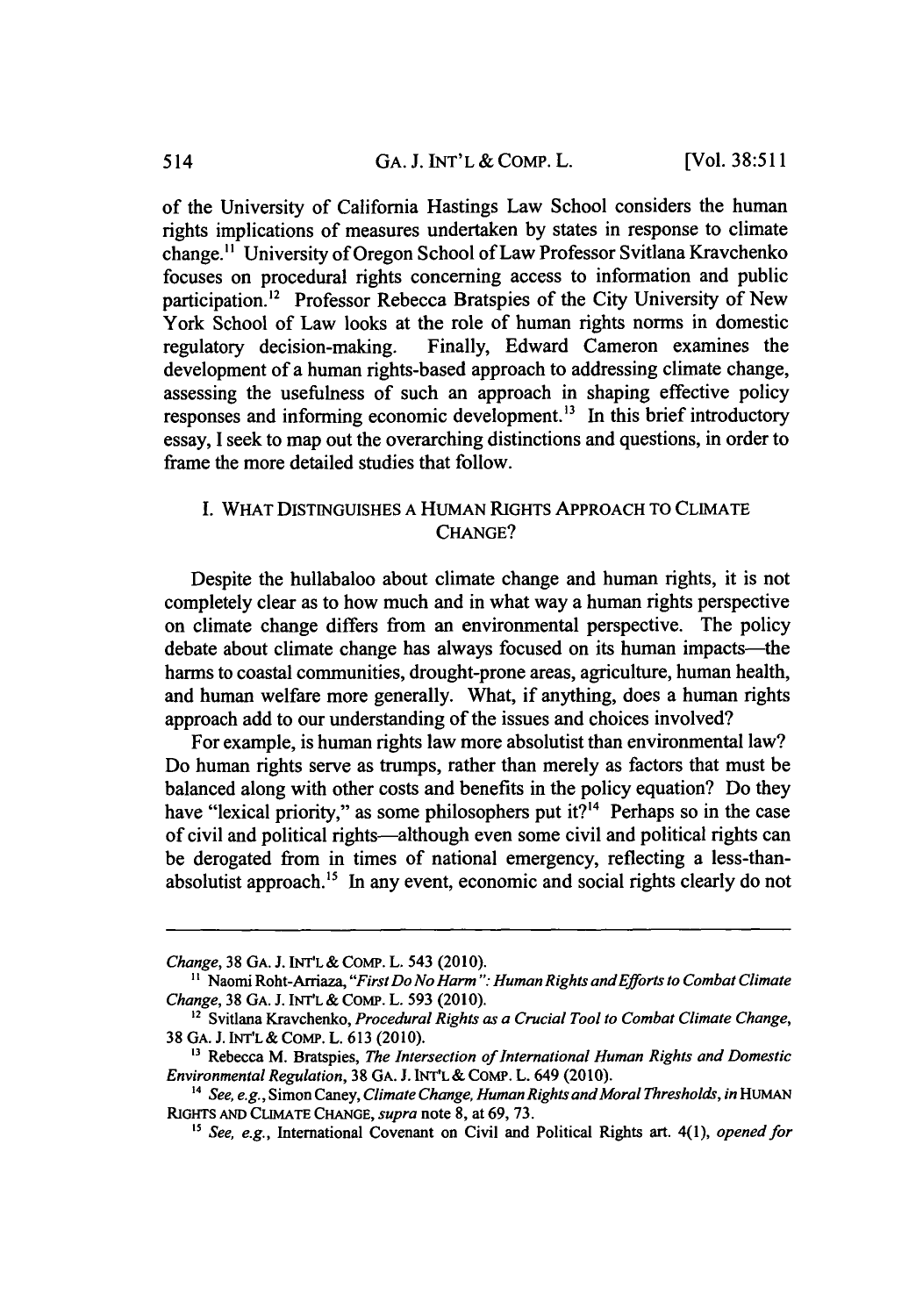of the University of California Hastings Law School considers the human rights implications of measures undertaken by states in response to climate change.[11] University of Oregon School of Law Professor Svitlana Kravchenko focuses on procedural rights concerning access to information and public participation.[12] Professor Rebecca Bratspies of the City University of New York School of Law looks at the role of human rights norms in domestic regulatory decision-making. Finally, Edward Cameron examines the development of a human rights-based approach to addressing climate change, assessing the usefulness of such an approach in shaping effective policy responses and informing economic development.[13] In this brief introductory essay, I seek to map out the overarching distinctions and questions, in order to frame the more detailed studies that follow.

## I. WHAT DISTINGUISHES A HUMAN RIGHTS APPROACH TO CLIMATE CHANGE?

Despite the hullabaloo about climate change and human rights, it is not completely clear as to how much and in what way a human rights perspective on climate change differs from an environmental perspective. The policy debate about climate change has always focused on its human impacts—the harms to coastal communities, drought-prone areas, agriculture, human health, and human welfare more generally. What, if anything, does a human rights approach add to our understanding of the issues and choices involved?

For example, is human rights law more absolutist than environmental law? Do human rights serve as trumps, rather than merely as factors that must be balanced along with other costs and benefits in the policy equation? Do they have "lexical priority," as some philosophers put it?[14] Perhaps so in the case of civil and political rights—although even some civil and political rights can be derogated from in times of national emergency, reflecting a less-than-absolutist approach.[15] In any event, economic and social rights clearly do not

---

*Change*, 38 GA. J. INT'L & COMP. L. 543 (2010).

[11] Naomi Roht-Arriaza, *"First Do No Harm": Human Rights and Efforts to Combat Climate Change*, 38 GA. J. INT'L & COMP. L. 593 (2010).

[12] Svitlana Kravchenko, *Procedural Rights as a Crucial Tool to Combat Climate Change*, 38 GA. J. INT'L & COMP. L. 613 (2010).

[13] Rebecca M. Bratspies, *The Intersection of International Human Rights and Domestic Environmental Regulation*, 38 GA. J. INT'L & COMP. L. 649 (2010).

[14] *See, e.g.*, Simon Caney, *Climate Change, Human Rights and Moral Thresholds*, *in* HUMAN RIGHTS AND CLIMATE CHANGE, *supra* note 8, at 69, 73.

[15] *See, e.g.*, International Covenant on Civil and Political Rights art. 4(1), *opened for*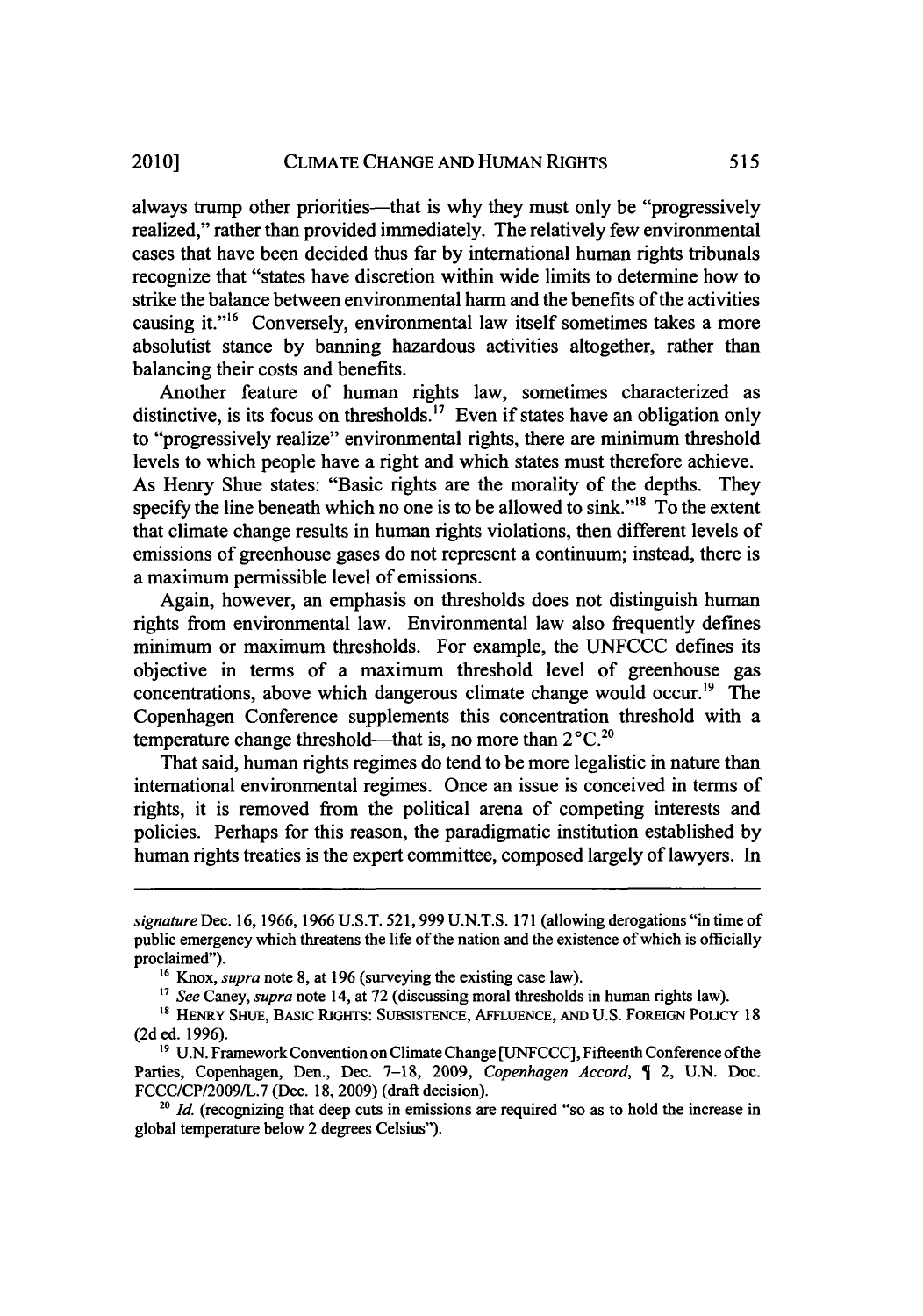always trump other priorities—that is why they must only be "progressively realized," rather than provided immediately. The relatively few environmental cases that have been decided thus far by international human rights tribunals recognize that "states have discretion within wide limits to determine how to strike the balance between environmental harm and the benefits of the activities causing it."[16] Conversely, environmental law itself sometimes takes a more absolutist stance by banning hazardous activities altogether, rather than balancing their costs and benefits.

Another feature of human rights law, sometimes characterized as distinctive, is its focus on thresholds.[17] Even if states have an obligation only to "progressively realize" environmental rights, there are minimum threshold levels to which people have a right and which states must therefore achieve. As Henry Shue states: "Basic rights are the morality of the depths. They specify the line beneath which no one is to be allowed to sink."[18] To the extent that climate change results in human rights violations, then different levels of emissions of greenhouse gases do not represent a continuum; instead, there is a maximum permissible level of emissions.

Again, however, an emphasis on thresholds does not distinguish human rights from environmental law. Environmental law also frequently defines minimum or maximum thresholds. For example, the UNFCCC defines its objective in terms of a maximum threshold level of greenhouse gas concentrations, above which dangerous climate change would occur.[19] The Copenhagen Conference supplements this concentration threshold with a temperature change threshold—that is, no more than 2°C.[20]

That said, human rights regimes do tend to be more legalistic in nature than international environmental regimes. Once an issue is conceived in terms of rights, it is removed from the political arena of competing interests and policies. Perhaps for this reason, the paradigmatic institution established by human rights treaties is the expert committee, composed largely of lawyers. In

---

*signature* Dec. 16, 1966, 1966 U.S.T. 521, 999 U.N.T.S. 171 (allowing derogations "in time of public emergency which threatens the life of the nation and the existence of which is officially proclaimed").

[16] Knox, *supra* note 8, at 196 (surveying the existing case law).

[17] *See* Caney, *supra* note 14, at 72 (discussing moral thresholds in human rights law).

[18] HENRY SHUE, BASIC RIGHTS: SUBSISTENCE, AFFLUENCE, AND U.S. FOREIGN POLICY 18 (2d ed. 1996).

[19] U.N. Framework Convention on Climate Change [UNFCCC], Fifteenth Conference of the Parties, Copenhagen, Den., Dec. 7–18, 2009, *Copenhagen Accord*, ¶ 2, U.N. Doc. FCCC/CP/2009/L.7 (Dec. 18, 2009) (draft decision).

[20] *Id.* (recognizing that deep cuts in emissions are required "so as to hold the increase in global temperature below 2 degrees Celsius").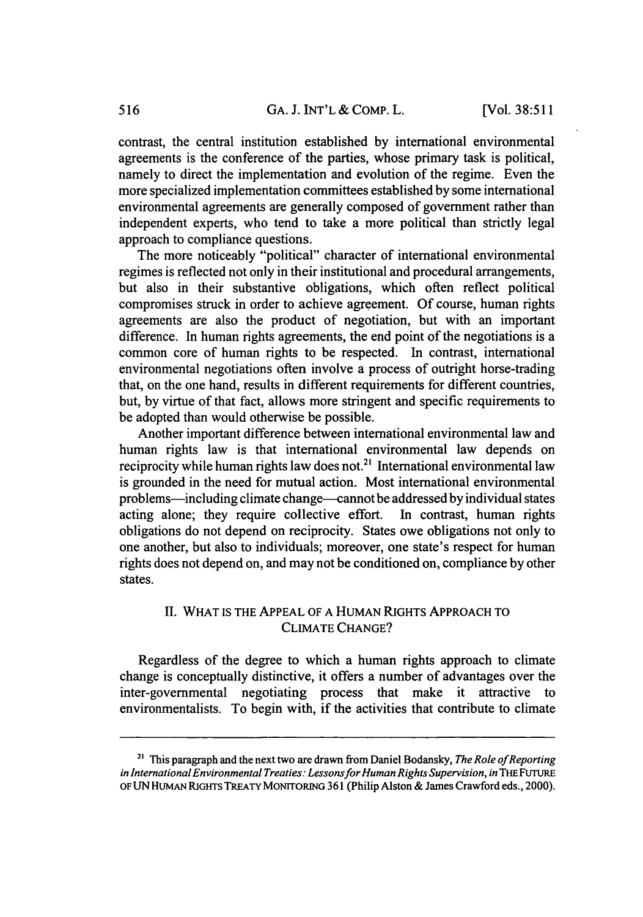contrast, the central institution established by international environmental agreements is the conference of the parties, whose primary task is political, namely to direct the implementation and evolution of the regime. Even the more specialized implementation committees established by some international environmental agreements are generally composed of government rather than independent experts, who tend to take a more political than strictly legal approach to compliance questions.

The more noticeably "political" character of international environmental regimes is reflected not only in their institutional and procedural arrangements, but also in their substantive obligations, which often reflect political compromises struck in order to achieve agreement. Of course, human rights agreements are also the product of negotiation, but with an important difference. In human rights agreements, the end point of the negotiations is a common core of human rights to be respected. In contrast, international environmental negotiations often involve a process of outright horse-trading that, on the one hand, results in different requirements for different countries, but, by virtue of that fact, allows more stringent and specific requirements to be adopted than would otherwise be possible.

Another important difference between international environmental law and human rights law is that international environmental law depends on reciprocity while human rights law does not.[21] International environmental law is grounded in the need for mutual action. Most international environmental problems—including climate change—cannot be addressed by individual states acting alone; they require collective effort. In contrast, human rights obligations do not depend on reciprocity. States owe obligations not only to one another, but also to individuals; moreover, one state's respect for human rights does not depend on, and may not be conditioned on, compliance by other states.

## II. WHAT IS THE APPEAL OF A HUMAN RIGHTS APPROACH TO CLIMATE CHANGE?

Regardless of the degree to which a human rights approach to climate change is conceptually distinctive, it offers a number of advantages over the inter-governmental negotiating process that make it attractive to environmentalists. To begin with, if the activities that contribute to climate

---

[21] This paragraph and the next two are drawn from Daniel Bodansky, *The Role of Reporting in International Environmental Treaties: Lessons for Human Rights Supervision*, *in* THE FUTURE OF UN HUMAN RIGHTS TREATY MONITORING 361 (Philip Alston & James Crawford eds., 2000).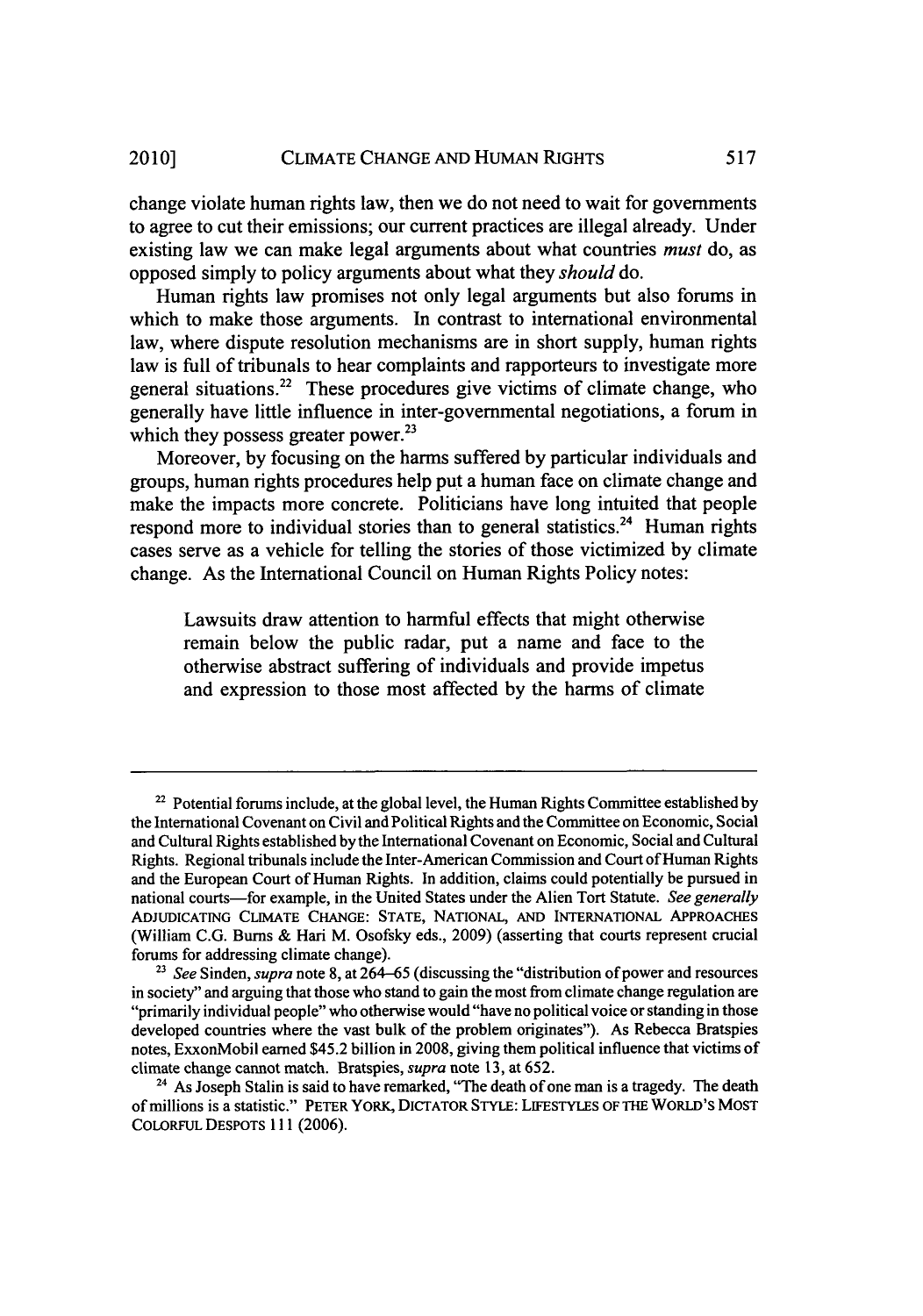change violate human rights law, then we do not need to wait for governments to agree to cut their emissions; our current practices are illegal already. Under existing law we can make legal arguments about what countries *must* do, as opposed simply to policy arguments about what they *should* do.

Human rights law promises not only legal arguments but also forums in which to make those arguments. In contrast to international environmental law, where dispute resolution mechanisms are in short supply, human rights law is full of tribunals to hear complaints and rapporteurs to investigate more general situations.[22] These procedures give victims of climate change, who generally have little influence in inter-governmental negotiations, a forum in which they possess greater power.[23]

Moreover, by focusing on the harms suffered by particular individuals and groups, human rights procedures help put a human face on climate change and make the impacts more concrete. Politicians have long intuited that people respond more to individual stories than to general statistics.[24] Human rights cases serve as a vehicle for telling the stories of those victimized by climate change. As the International Council on Human Rights Policy notes:

> Lawsuits draw attention to harmful effects that might otherwise remain below the public radar, put a name and face to the otherwise abstract suffering of individuals and provide impetus and expression to those most affected by the harms of climate

---

[22] Potential forums include, at the global level, the Human Rights Committee established by the International Covenant on Civil and Political Rights and the Committee on Economic, Social and Cultural Rights established by the International Covenant on Economic, Social and Cultural Rights. Regional tribunals include the Inter-American Commission and Court of Human Rights and the European Court of Human Rights. In addition, claims could potentially be pursued in national courts—for example, in the United States under the Alien Tort Statute. *See generally* ADJUDICATING CLIMATE CHANGE: STATE, NATIONAL, AND INTERNATIONAL APPROACHES (William C.G. Burns & Hari M. Osofsky eds., 2009) (asserting that courts represent crucial forums for addressing climate change).

[23] *See* Sinden, *supra* note 8, at 264–65 (discussing the "distribution of power and resources in society" and arguing that those who stand to gain the most from climate change regulation are "primarily individual people" who otherwise would "have no political voice or standing in those developed countries where the vast bulk of the problem originates"). As Rebecca Bratspies notes, ExxonMobil earned $45.2 billion in 2008, giving them political influence that victims of climate change cannot match. Bratspies, *supra* note 13, at 652.

[24] As Joseph Stalin is said to have remarked, "The death of one man is a tragedy. The death of millions is a statistic." PETER YORK, DICTATOR STYLE: LIFESTYLES OF THE WORLD'S MOST COLORFUL DESPOTS 111 (2006).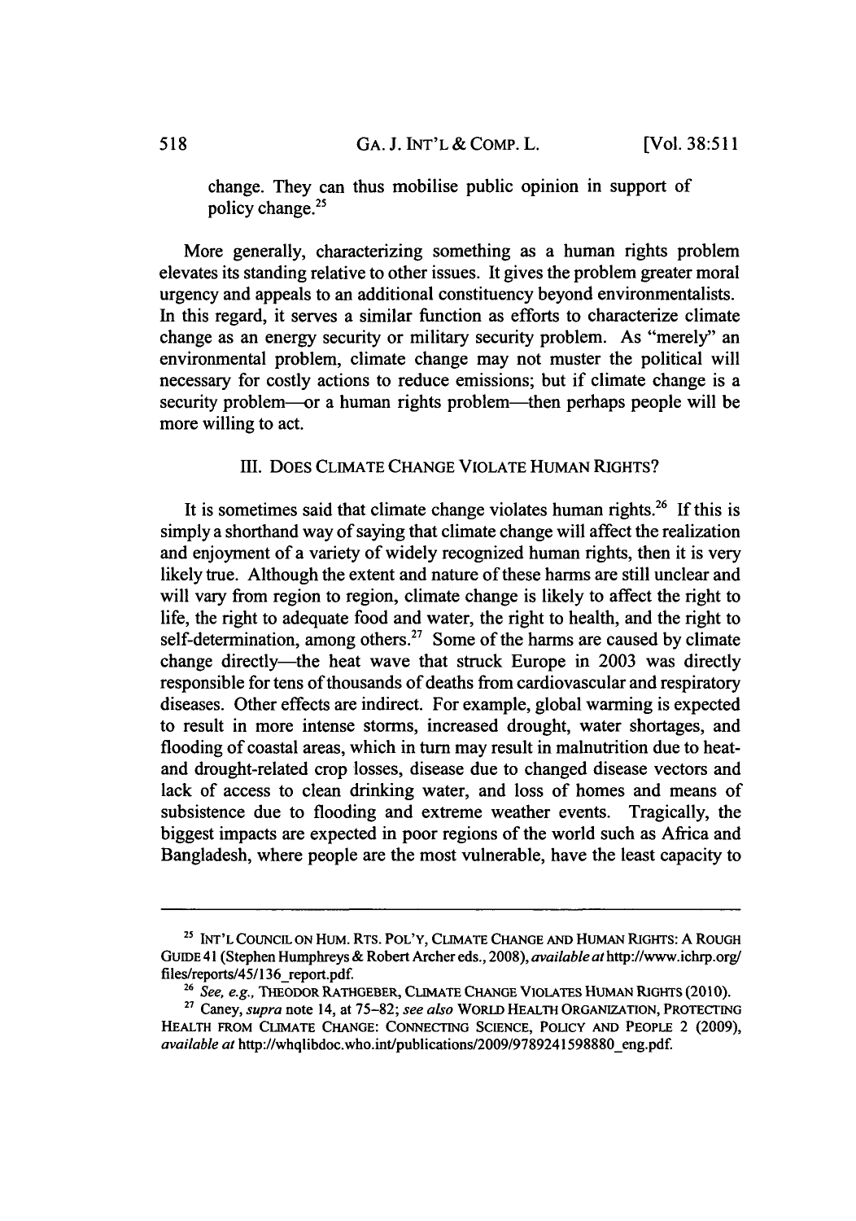change. They can thus mobilise public opinion in support of policy change.[25]

More generally, characterizing something as a human rights problem elevates its standing relative to other issues. It gives the problem greater moral urgency and appeals to an additional constituency beyond environmentalists. In this regard, it serves a similar function as efforts to characterize climate change as an energy security or military security problem. As "merely" an environmental problem, climate change may not muster the political will necessary for costly actions to reduce emissions; but if climate change is a security problem—or a human rights problem—then perhaps people will be more willing to act.

## III. DOES CLIMATE CHANGE VIOLATE HUMAN RIGHTS?

It is sometimes said that climate change violates human rights.[26] If this is simply a shorthand way of saying that climate change will affect the realization and enjoyment of a variety of widely recognized human rights, then it is very likely true. Although the extent and nature of these harms are still unclear and will vary from region to region, climate change is likely to affect the right to life, the right to adequate food and water, the right to health, and the right to self-determination, among others.[27] Some of the harms are caused by climate change directly—the heat wave that struck Europe in 2003 was directly responsible for tens of thousands of deaths from cardiovascular and respiratory diseases. Other effects are indirect. For example, global warming is expected to result in more intense storms, increased drought, water shortages, and flooding of coastal areas, which in turn may result in malnutrition due to heat- and drought-related crop losses, disease due to changed disease vectors and lack of access to clean drinking water, and loss of homes and means of subsistence due to flooding and extreme weather events. Tragically, the biggest impacts are expected in poor regions of the world such as Africa and Bangladesh, where people are the most vulnerable, have the least capacity to

---

[25] INT'L COUNCIL ON HUM. RTS. POL'Y, CLIMATE CHANGE AND HUMAN RIGHTS: A ROUGH GUIDE 41 (Stephen Humphreys & Robert Archer eds., 2008), *available at* http://www.ichrp.org/files/reports/45/136_report.pdf.

[26] *See, e.g.*, THEODOR RATHGEBER, CLIMATE CHANGE VIOLATES HUMAN RIGHTS (2010).

[27] Caney, *supra* note 14, at 75–82; *see also* WORLD HEALTH ORGANIZATION, PROTECTING HEALTH FROM CLIMATE CHANGE: CONNECTING SCIENCE, POLICY AND PEOPLE 2 (2009), *available at* http://whqlibdoc.who.int/publications/2009/9789241598880_eng.pdf.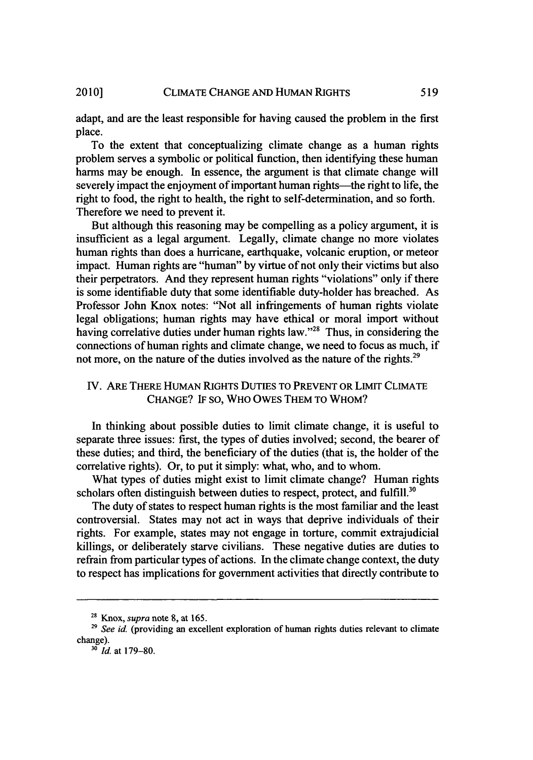adapt, and are the least responsible for having caused the problem in the first place.

To the extent that conceptualizing climate change as a human rights problem serves a symbolic or political function, then identifying these human harms may be enough. In essence, the argument is that climate change will severely impact the enjoyment of important human rights—the right to life, the right to food, the right to health, the right to self-determination, and so forth. Therefore we need to prevent it.

But although this reasoning may be compelling as a policy argument, it is insufficient as a legal argument. Legally, climate change no more violates human rights than does a hurricane, earthquake, volcanic eruption, or meteor impact. Human rights are "human" by virtue of not only their victims but also their perpetrators. And they represent human rights "violations" only if there is some identifiable duty that some identifiable duty-holder has breached. As Professor John Knox notes: "Not all infringements of human rights violate legal obligations; human rights may have ethical or moral import without having correlative duties under human rights law."[28] Thus, in considering the connections of human rights and climate change, we need to focus as much, if not more, on the nature of the duties involved as the nature of the rights.[29]

## IV. ARE THERE HUMAN RIGHTS DUTIES TO PREVENT OR LIMIT CLIMATE CHANGE? IF SO, WHO OWES THEM TO WHOM?

In thinking about possible duties to limit climate change, it is useful to separate three issues: first, the types of duties involved; second, the bearer of these duties; and third, the beneficiary of the duties (that is, the holder of the correlative rights). Or, to put it simply: what, who, and to whom.

What types of duties might exist to limit climate change? Human rights scholars often distinguish between duties to respect, protect, and fulfill.[30]

The duty of states to respect human rights is the most familiar and the least controversial. States may not act in ways that deprive individuals of their rights. For example, states may not engage in torture, commit extrajudicial killings, or deliberately starve civilians. These negative duties are duties to refrain from particular types of actions. In the climate change context, the duty to respect has implications for government activities that directly contribute to

---

[28] Knox, *supra* note 8, at 165.

[29] *See id.* (providing an excellent exploration of human rights duties relevant to climate change).

[30] *Id.* at 179–80.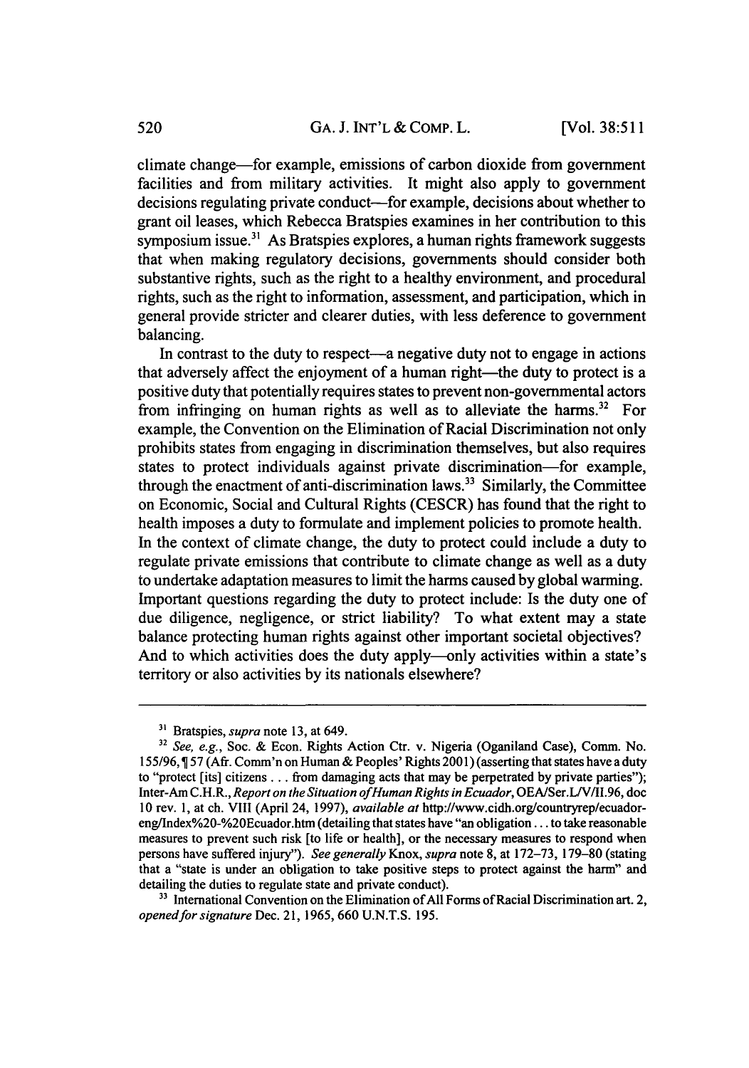climate change—for example, emissions of carbon dioxide from government facilities and from military activities. It might also apply to government decisions regulating private conduct—for example, decisions about whether to grant oil leases, which Rebecca Bratspies examines in her contribution to this symposium issue.[31] As Bratspies explores, a human rights framework suggests that when making regulatory decisions, governments should consider both substantive rights, such as the right to a healthy environment, and procedural rights, such as the right to information, assessment, and participation, which in general provide stricter and clearer duties, with less deference to government balancing.

In contrast to the duty to respect—a negative duty not to engage in actions that adversely affect the enjoyment of a human right—the duty to protect is a positive duty that potentially requires states to prevent non-governmental actors from infringing on human rights as well as to alleviate the harms.[32] For example, the Convention on the Elimination of Racial Discrimination not only prohibits states from engaging in discrimination themselves, but also requires states to protect individuals against private discrimination—for example, through the enactment of anti-discrimination laws.[33] Similarly, the Committee on Economic, Social and Cultural Rights (CESCR) has found that the right to health imposes a duty to formulate and implement policies to promote health. In the context of climate change, the duty to protect could include a duty to regulate private emissions that contribute to climate change as well as a duty to undertake adaptation measures to limit the harms caused by global warming. Important questions regarding the duty to protect include: Is the duty one of due diligence, negligence, or strict liability? To what extent may a state balance protecting human rights against other important societal objectives? And to which activities does the duty apply—only activities within a state's territory or also activities by its nationals elsewhere?

---

[31] Bratspies, *supra* note 13, at 649.

[32] *See, e.g.*, Soc. & Econ. Rights Action Ctr. v. Nigeria (Oganiland Case), Comm. No. 155/96, ¶ 57 (Afr. Comm'n on Human & Peoples' Rights 2001) (asserting that states have a duty to "protect [its] citizens . . . from damaging acts that may be perpetrated by private parties"); Inter-Am C.H.R., *Report on the Situation of Human Rights in Ecuador*, OEA/Ser.L/V/II.96, doc 10 rev. 1, at ch. VIII (April 24, 1997), *available at* http://www.cidh.org/countryrep/ecuador-eng/Index%20-%20Ecuador.htm (detailing that states have "an obligation . . . to take reasonable measures to prevent such risk [to life or health], or the necessary measures to respond when persons have suffered injury"). *See generally* Knox, *supra* note 8, at 172–73, 179–80 (stating that a "state is under an obligation to take positive steps to protect against the harm" and detailing the duties to regulate state and private conduct).

[33] International Convention on the Elimination of All Forms of Racial Discrimination art. 2, *opened for signature* Dec. 21, 1965, 660 U.N.T.S. 195.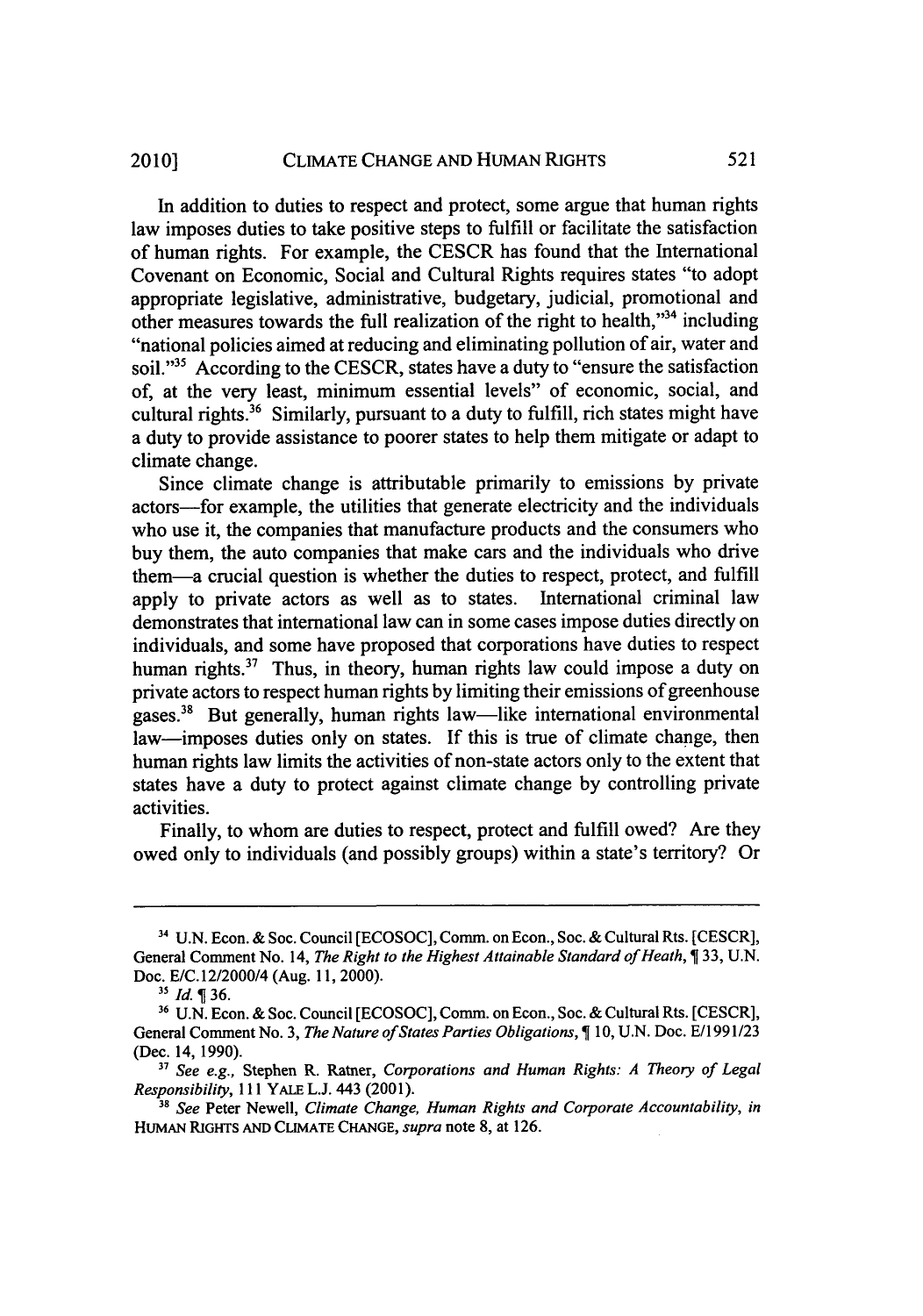In addition to duties to respect and protect, some argue that human rights law imposes duties to take positive steps to fulfill or facilitate the satisfaction of human rights. For example, the CESCR has found that the International Covenant on Economic, Social and Cultural Rights requires states "to adopt appropriate legislative, administrative, budgetary, judicial, promotional and other measures towards the full realization of the right to health,"[34] including "national policies aimed at reducing and eliminating pollution of air, water and soil."[35] According to the CESCR, states have a duty to "ensure the satisfaction of, at the very least, minimum essential levels" of economic, social, and cultural rights.[36] Similarly, pursuant to a duty to fulfill, rich states might have a duty to provide assistance to poorer states to help them mitigate or adapt to climate change.

Since climate change is attributable primarily to emissions by private actors—for example, the utilities that generate electricity and the individuals who use it, the companies that manufacture products and the consumers who buy them, the auto companies that make cars and the individuals who drive them—a crucial question is whether the duties to respect, protect, and fulfill apply to private actors as well as to states. International criminal law demonstrates that international law can in some cases impose duties directly on individuals, and some have proposed that corporations have duties to respect human rights.[37] Thus, in theory, human rights law could impose a duty on private actors to respect human rights by limiting their emissions of greenhouse gases.[38] But generally, human rights law—like international environmental law—imposes duties only on states. If this is true of climate change, then human rights law limits the activities of non-state actors only to the extent that states have a duty to protect against climate change by controlling private activities.

Finally, to whom are duties to respect, protect and fulfill owed? Are they owed only to individuals (and possibly groups) within a state's territory? Or

---

[34] U.N. Econ. & Soc. Council [ECOSOC], Comm. on Econ., Soc. & Cultural Rts. [CESCR], General Comment No. 14, *The Right to the Highest Attainable Standard of Heath*, ¶ 33, U.N. Doc. E/C.12/2000/4 (Aug. 11, 2000).

[35] *Id.* ¶ 36.

[36] U.N. Econ. & Soc. Council [ECOSOC], Comm. on Econ., Soc. & Cultural Rts. [CESCR], General Comment No. 3, *The Nature of States Parties Obligations*, ¶ 10, U.N. Doc. E/1991/23 (Dec. 14, 1990).

[37] *See e.g.*, Stephen R. Ratner, *Corporations and Human Rights: A Theory of Legal Responsibility*, 111 YALE L.J. 443 (2001).

[38] *See* Peter Newell, *Climate Change, Human Rights and Corporate Accountability*, *in* HUMAN RIGHTS AND CLIMATE CHANGE, *supra* note 8, at 126.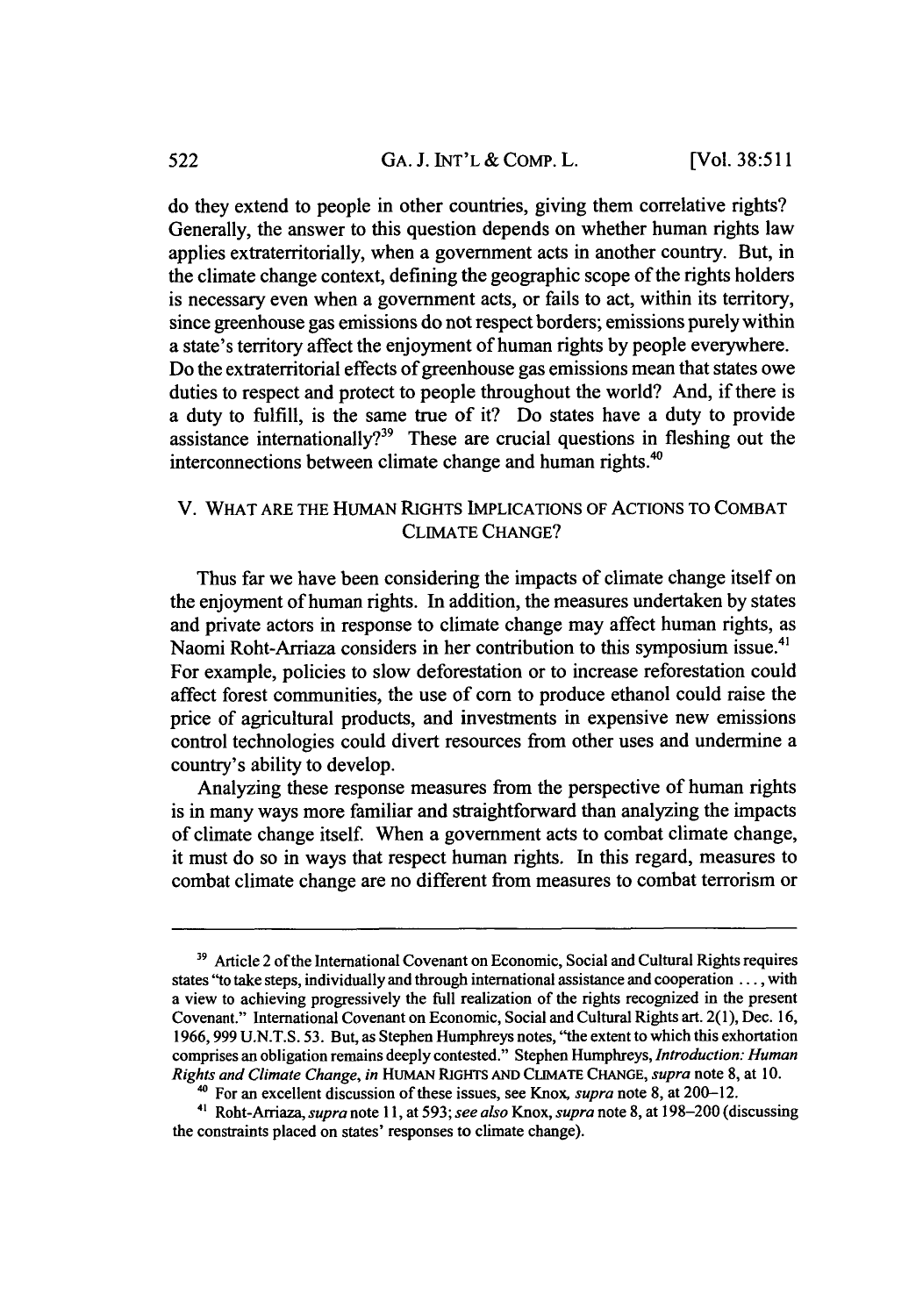do they extend to people in other countries, giving them correlative rights? Generally, the answer to this question depends on whether human rights law applies extraterritorially, when a government acts in another country. But, in the climate change context, defining the geographic scope of the rights holders is necessary even when a government acts, or fails to act, within its territory, since greenhouse gas emissions do not respect borders; emissions purely within a state's territory affect the enjoyment of human rights by people everywhere. Do the extraterritorial effects of greenhouse gas emissions mean that states owe duties to respect and protect to people throughout the world? And, if there is a duty to fulfill, is the same true of it? Do states have a duty to provide assistance internationally?[39] These are crucial questions in fleshing out the interconnections between climate change and human rights.[40]

## V. WHAT ARE THE HUMAN RIGHTS IMPLICATIONS OF ACTIONS TO COMBAT CLIMATE CHANGE?

Thus far we have been considering the impacts of climate change itself on the enjoyment of human rights. In addition, the measures undertaken by states and private actors in response to climate change may affect human rights, as Naomi Roht-Arriaza considers in her contribution to this symposium issue.[41] For example, policies to slow deforestation or to increase reforestation could affect forest communities, the use of corn to produce ethanol could raise the price of agricultural products, and investments in expensive new emissions control technologies could divert resources from other uses and undermine a country's ability to develop.

Analyzing these response measures from the perspective of human rights is in many ways more familiar and straightforward than analyzing the impacts of climate change itself. When a government acts to combat climate change, it must do so in ways that respect human rights. In this regard, measures to combat climate change are no different from measures to combat terrorism or

---

[39] Article 2 of the International Covenant on Economic, Social and Cultural Rights requires states "to take steps, individually and through international assistance and cooperation . . . , with a view to achieving progressively the full realization of the rights recognized in the present Covenant." International Covenant on Economic, Social and Cultural Rights art. 2(1), Dec. 16, 1966, 999 U.N.T.S. 53. But, as Stephen Humphreys notes, "the extent to which this exhortation comprises an obligation remains deeply contested." Stephen Humphreys, *Introduction: Human Rights and Climate Change*, *in* HUMAN RIGHTS AND CLIMATE CHANGE, *supra* note 8, at 10.

[40] For an excellent discussion of these issues, see Knox, *supra* note 8, at 200–12.

[41] Roht-Arriaza, *supra* note 11, at 593; *see also* Knox, *supra* note 8, at 198–200 (discussing the constraints placed on states' responses to climate change).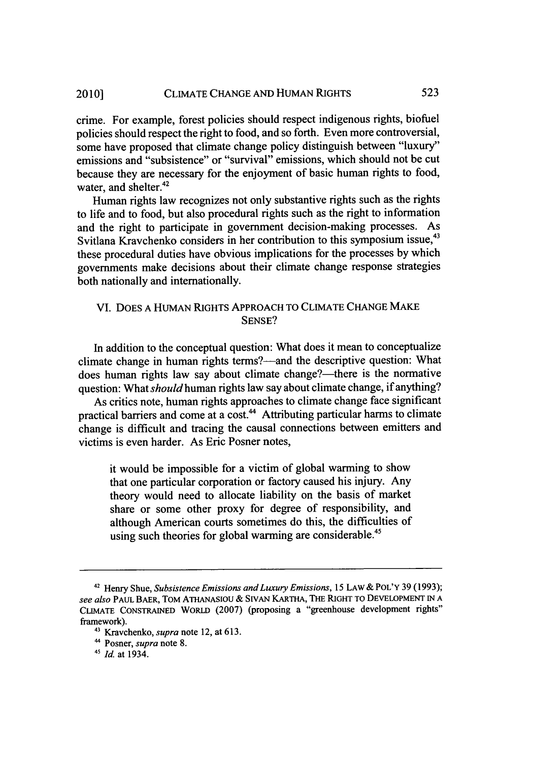crime. For example, forest policies should respect indigenous rights, biofuel policies should respect the right to food, and so forth. Even more controversial, some have proposed that climate change policy distinguish between "luxury" emissions and "subsistence" or "survival" emissions, which should not be cut because they are necessary for the enjoyment of basic human rights to food, water, and shelter.[42]

Human rights law recognizes not only substantive rights such as the rights to life and to food, but also procedural rights such as the right to information and the right to participate in government decision-making processes. As Svitlana Kravchenko considers in her contribution to this symposium issue,[43] these procedural duties have obvious implications for the processes by which governments make decisions about their climate change response strategies both nationally and internationally.

## VI. DOES A HUMAN RIGHTS APPROACH TO CLIMATE CHANGE MAKE SENSE?

In addition to the conceptual question: What does it mean to conceptualize climate change in human rights terms?—and the descriptive question: What does human rights law say about climate change?—there is the normative question: What *should* human rights law say about climate change, if anything?

As critics note, human rights approaches to climate change face significant practical barriers and come at a cost.[44] Attributing particular harms to climate change is difficult and tracing the causal connections between emitters and victims is even harder. As Eric Posner notes,

> it would be impossible for a victim of global warming to show that one particular corporation or factory caused his injury. Any theory would need to allocate liability on the basis of market share or some other proxy for degree of responsibility, and although American courts sometimes do this, the difficulties of using such theories for global warming are considerable.[45]

---

[42] Henry Shue, *Subsistence Emissions and Luxury Emissions*, 15 LAW & POL'Y 39 (1993); *see also* PAUL BAER, TOM ATHANASIOU & SIVAN KARTHA, THE RIGHT TO DEVELOPMENT IN A CLIMATE CONSTRAINED WORLD (2007) (proposing a "greenhouse development rights" framework).

[43] Kravchenko, *supra* note 12, at 613.

[44] Posner, *supra* note 8.

[45] *Id.* at 1934.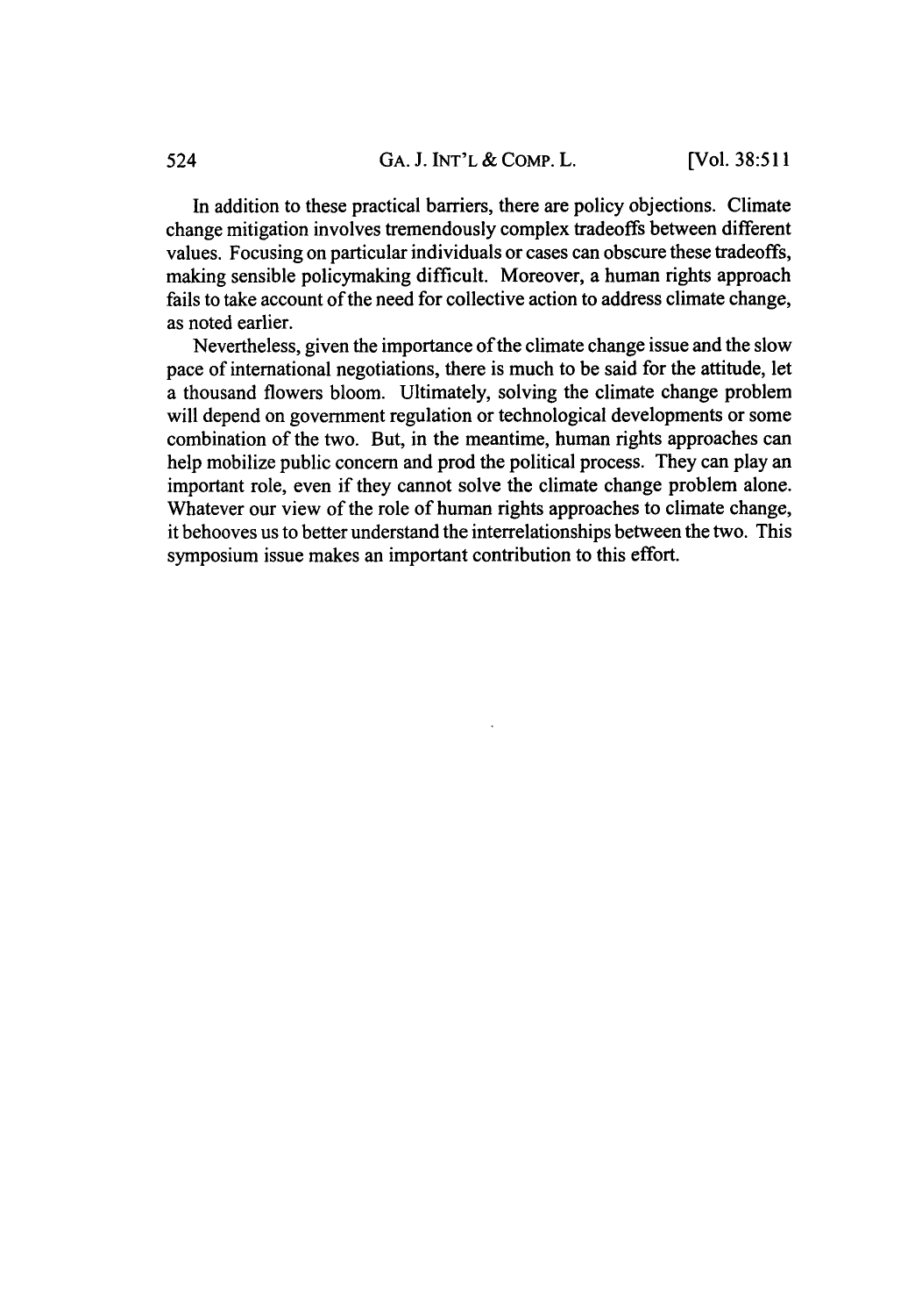In addition to these practical barriers, there are policy objections. Climate change mitigation involves tremendously complex tradeoffs between different values. Focusing on particular individuals or cases can obscure these tradeoffs, making sensible policymaking difficult. Moreover, a human rights approach fails to take account of the need for collective action to address climate change, as noted earlier.

Nevertheless, given the importance of the climate change issue and the slow pace of international negotiations, there is much to be said for the attitude, let a thousand flowers bloom. Ultimately, solving the climate change problem will depend on government regulation or technological developments or some combination of the two. But, in the meantime, human rights approaches can help mobilize public concern and prod the political process. They can play an important role, even if they cannot solve the climate change problem alone. Whatever our view of the role of human rights approaches to climate change, it behooves us to better understand the interrelationships between the two. This symposium issue makes an important contribution to this effort.